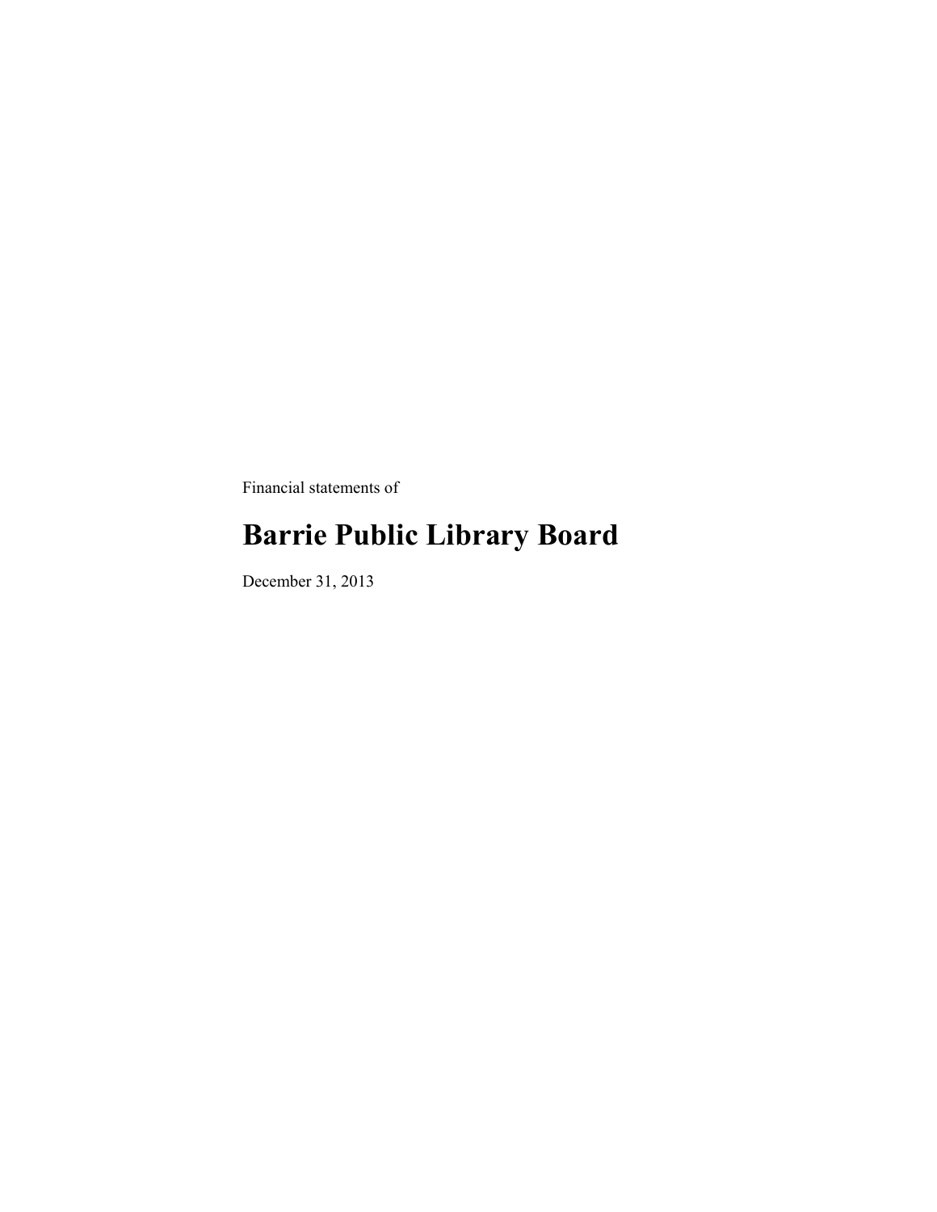Financial statements of

# Barrie Public Library Board

December 31, 2013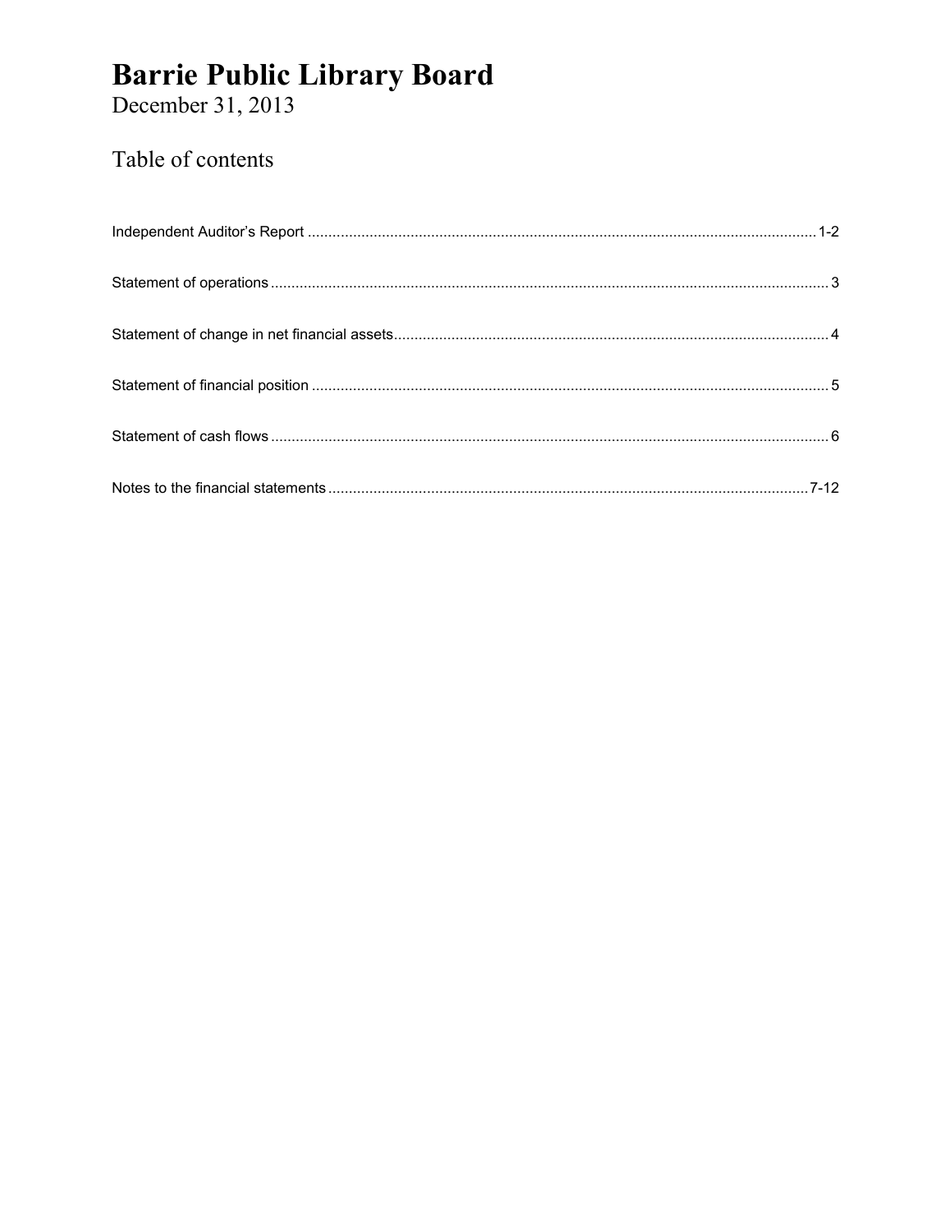# Barrie Public Library Board

December 31, 2013

## Table of contents

Independent Auditor's Report ........................................................................................................................ 1-2

Statement of operations ................................................................................................................................. 3

Statement of change in net financial assets ................................................................................................... 4

Statement of financial position ........................................................................................................................ 5

Statement of cash flows ................................................................................................................................. 6

Notes to the financial statements ............................................................................................................... 7-12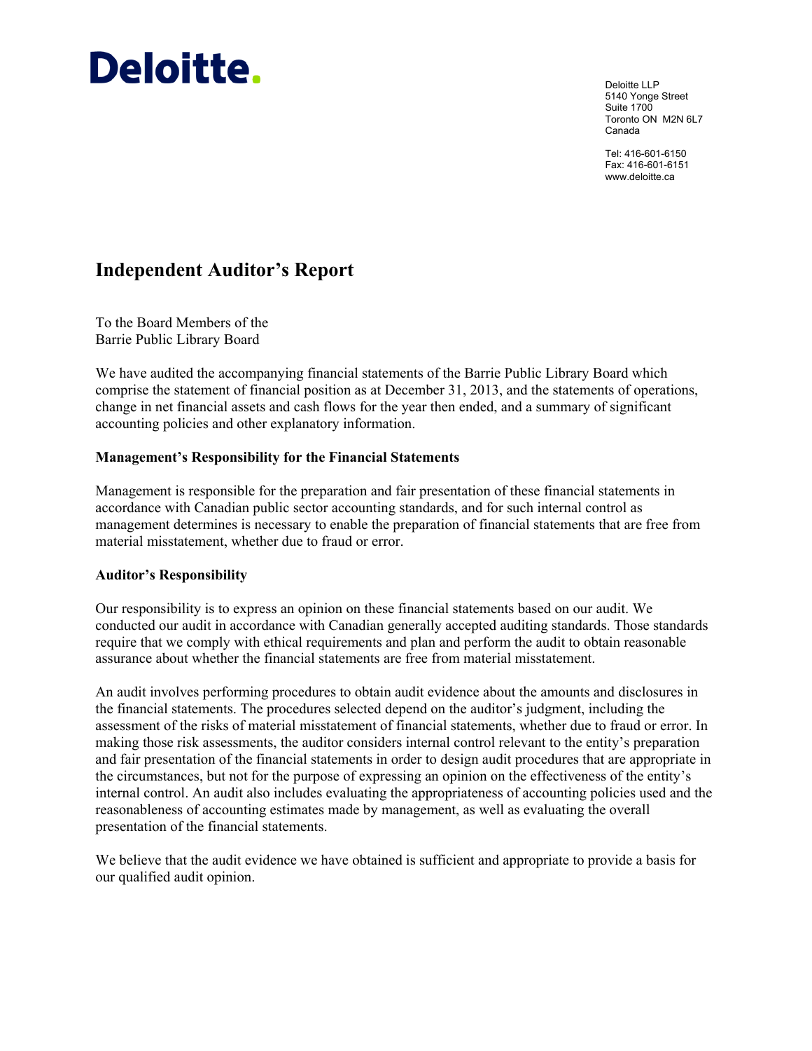# Deloitte.

Deloitte LLP
5140 Yonge Street
Suite 1700
Toronto ON M2N 6L7
Canada

Tel: 416-601-6150
Fax: 416-601-6151
www.deloitte.ca

## Independent Auditor's Report

To the Board Members of the
Barrie Public Library Board

We have audited the accompanying financial statements of the Barrie Public Library Board which comprise the statement of financial position as at December 31, 2013, and the statements of operations, change in net financial assets and cash flows for the year then ended, and a summary of significant accounting policies and other explanatory information.

### Management's Responsibility for the Financial Statements

Management is responsible for the preparation and fair presentation of these financial statements in accordance with Canadian public sector accounting standards, and for such internal control as management determines is necessary to enable the preparation of financial statements that are free from material misstatement, whether due to fraud or error.

### Auditor's Responsibility

Our responsibility is to express an opinion on these financial statements based on our audit. We conducted our audit in accordance with Canadian generally accepted auditing standards. Those standards require that we comply with ethical requirements and plan and perform the audit to obtain reasonable assurance about whether the financial statements are free from material misstatement.

An audit involves performing procedures to obtain audit evidence about the amounts and disclosures in the financial statements. The procedures selected depend on the auditor's judgment, including the assessment of the risks of material misstatement of financial statements, whether due to fraud or error. In making those risk assessments, the auditor considers internal control relevant to the entity's preparation and fair presentation of the financial statements in order to design audit procedures that are appropriate in the circumstances, but not for the purpose of expressing an opinion on the effectiveness of the entity's internal control. An audit also includes evaluating the appropriateness of accounting policies used and the reasonableness of accounting estimates made by management, as well as evaluating the overall presentation of the financial statements.

We believe that the audit evidence we have obtained is sufficient and appropriate to provide a basis for our qualified audit opinion.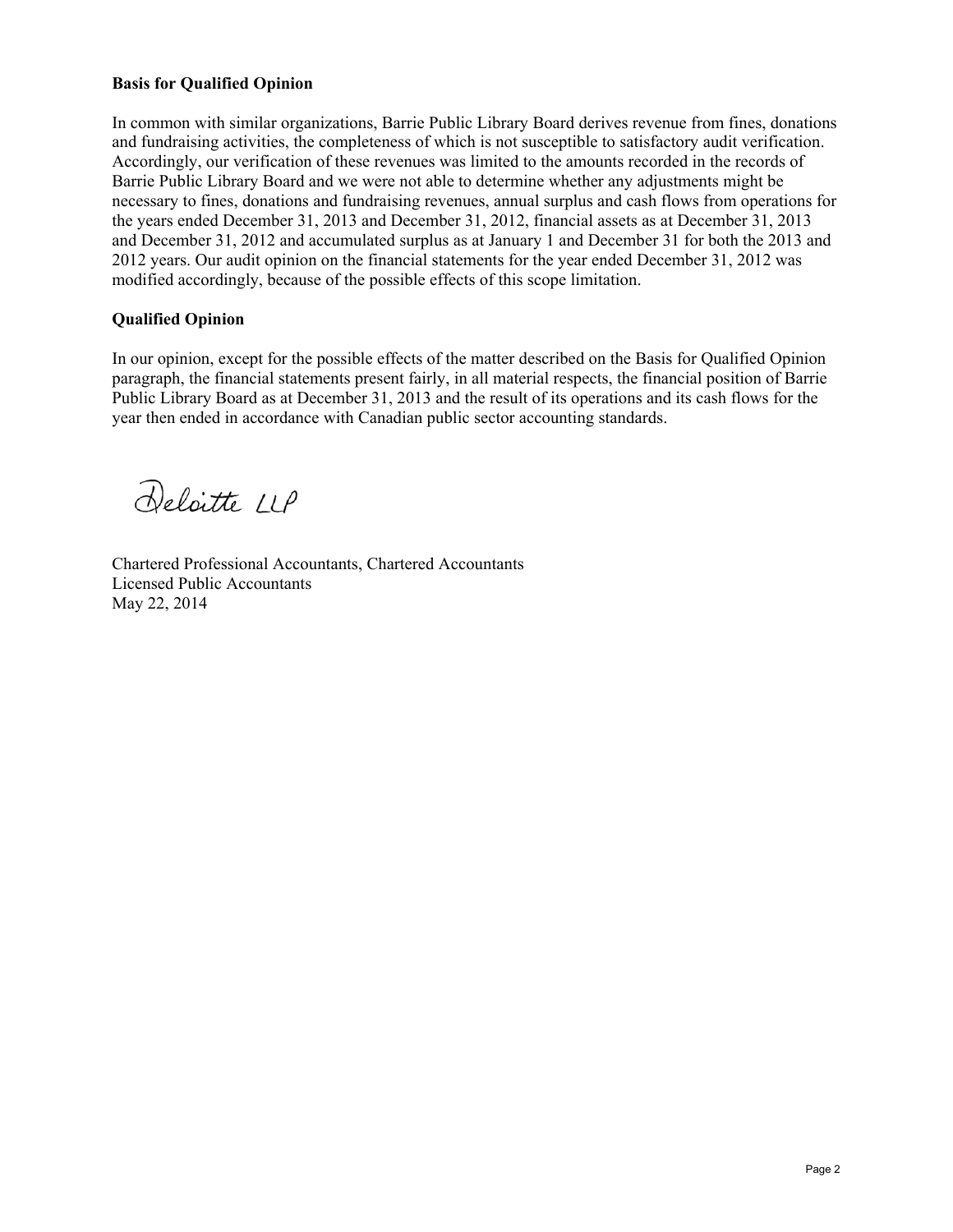**Basis for Qualified Opinion**

In common with similar organizations, Barrie Public Library Board derives revenue from fines, donations and fundraising activities, the completeness of which is not susceptible to satisfactory audit verification. Accordingly, our verification of these revenues was limited to the amounts recorded in the records of Barrie Public Library Board and we were not able to determine whether any adjustments might be necessary to fines, donations and fundraising revenues, annual surplus and cash flows from operations for the years ended December 31, 2013 and December 31, 2012, financial assets as at December 31, 2013 and December 31, 2012 and accumulated surplus as at January 1 and December 31 for both the 2013 and 2012 years. Our audit opinion on the financial statements for the year ended December 31, 2012 was modified accordingly, because of the possible effects of this scope limitation.

**Qualified Opinion**

In our opinion, except for the possible effects of the matter described on the Basis for Qualified Opinion paragraph, the financial statements present fairly, in all material respects, the financial position of Barrie Public Library Board as at December 31, 2013 and the result of its operations and its cash flows for the year then ended in accordance with Canadian public sector accounting standards.

Deloitte LLP

Chartered Professional Accountants, Chartered Accountants
Licensed Public Accountants
May 22, 2014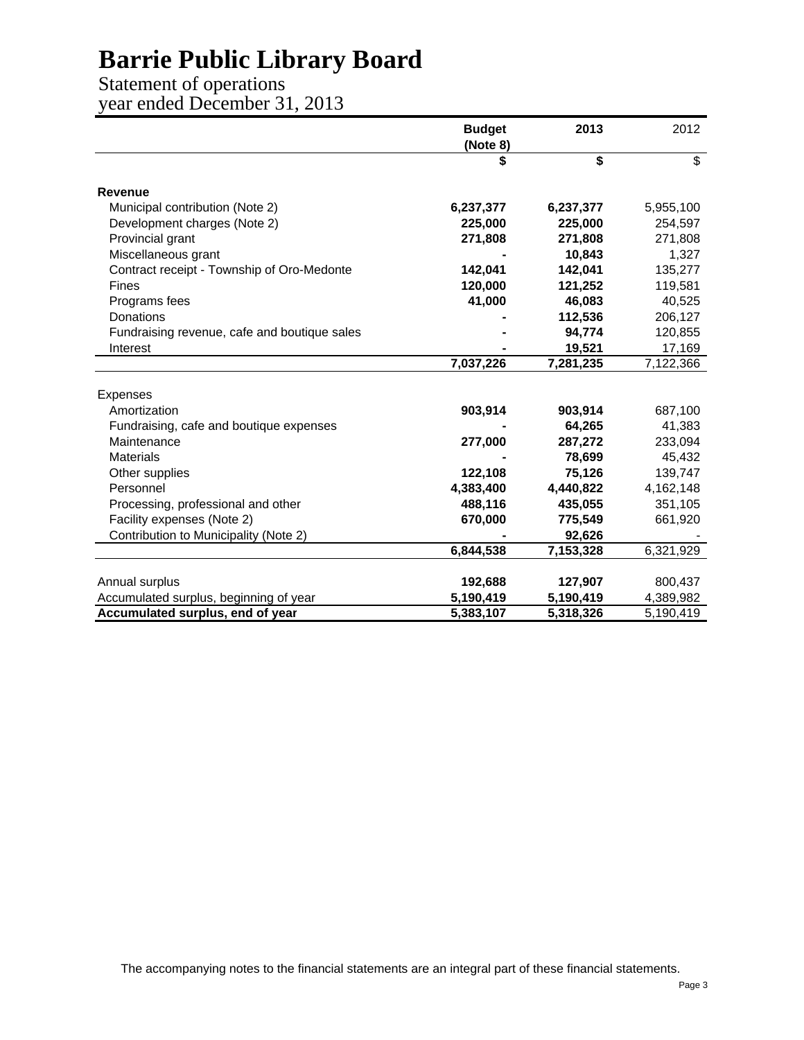# Barrie Public Library Board

## Statement of operations
## year ended December 31, 2013

| | Budget (Note 8) | 2013 | 2012 |
|---|---|---|---|
| | **$** | **$** | $ |
| **Revenue** | | | |
| Municipal contribution (Note 2) | **6,237,377** | **6,237,377** | 5,955,100 |
| Development charges (Note 2) | **225,000** | **225,000** | 254,597 |
| Provincial grant | **271,808** | **271,808** | 271,808 |
| Miscellaneous grant | **-** | **10,843** | 1,327 |
| Contract receipt - Township of Oro-Medonte | **142,041** | **142,041** | 135,277 |
| Fines | **120,000** | **121,252** | 119,581 |
| Programs fees | **41,000** | **46,083** | 40,525 |
| Donations | **-** | **112,536** | 206,127 |
| Fundraising revenue, cafe and boutique sales | **-** | **94,774** | 120,855 |
| Interest | **-** | **19,521** | 17,169 |
| | **7,037,226** | **7,281,235** | 7,122,366 |
| Expenses | | | |
| Amortization | **903,914** | **903,914** | 687,100 |
| Fundraising, cafe and boutique expenses | **-** | **64,265** | 41,383 |
| Maintenance | **277,000** | **287,272** | 233,094 |
| Materials | **-** | **78,699** | 45,432 |
| Other supplies | **122,108** | **75,126** | 139,747 |
| Personnel | **4,383,400** | **4,440,822** | 4,162,148 |
| Processing, professional and other | **488,116** | **435,055** | 351,105 |
| Facility expenses (Note 2) | **670,000** | **775,549** | 661,920 |
| Contribution to Municipality (Note 2) | **-** | **92,626** | - |
| | **6,844,538** | **7,153,328** | 6,321,929 |
| Annual surplus | **192,688** | **127,907** | 800,437 |
| Accumulated surplus, beginning of year | **5,190,419** | **5,190,419** | 4,389,982 |
| **Accumulated surplus, end of year** | **5,383,107** | **5,318,326** | 5,190,419 |

The accompanying notes to the financial statements are an integral part of these financial statements.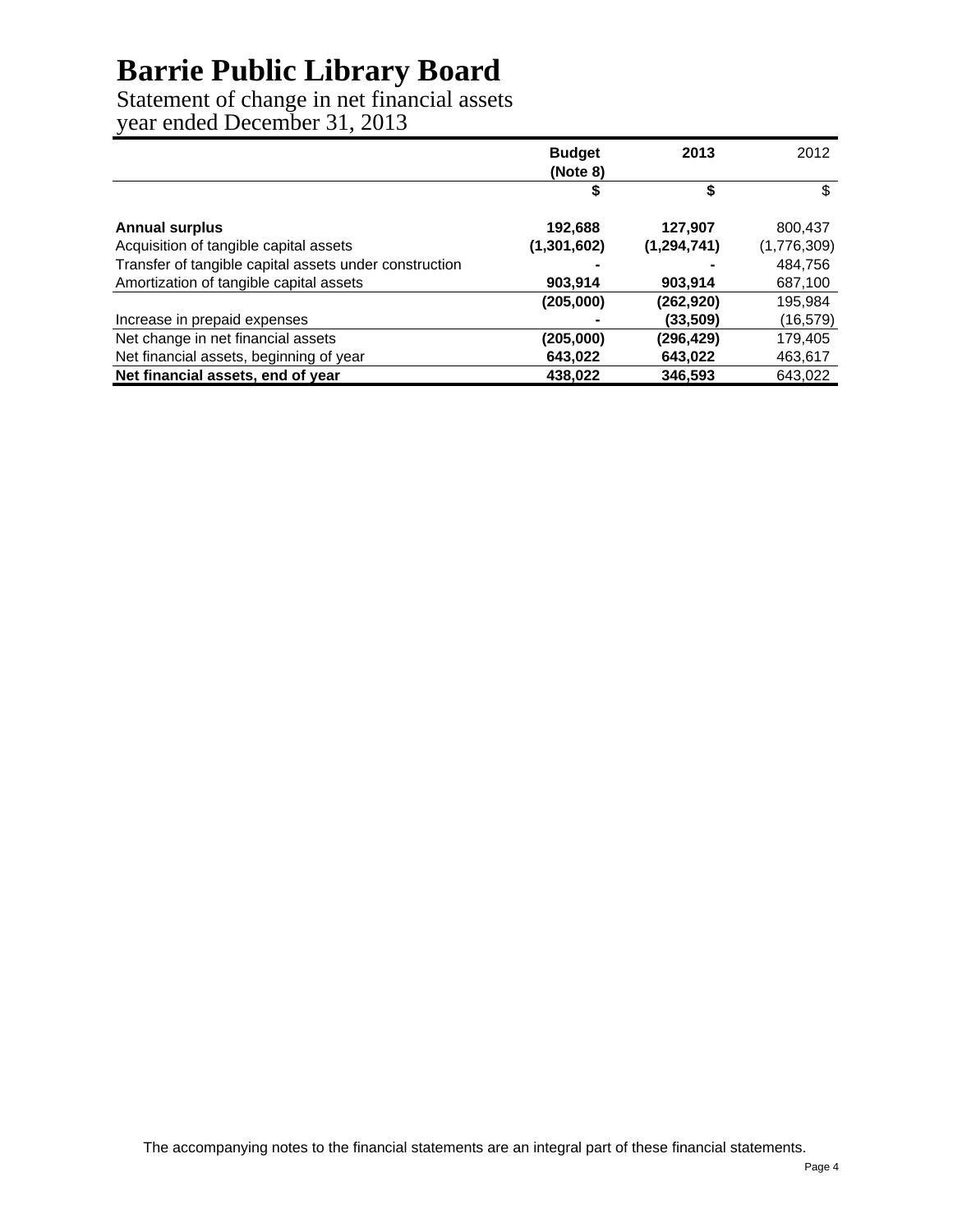# Barrie Public Library Board

Statement of change in net financial assets
year ended December 31, 2013

| | Budget (Note 8) | 2013 | 2012 |
|---|---|---|---|
| | $ | $ | $ |
| **Annual surplus** | **192,688** | **127,907** | 800,437 |
| Acquisition of tangible capital assets | **(1,301,602)** | **(1,294,741)** | (1,776,309) |
| Transfer of tangible capital assets under construction | **-** | **-** | 484,756 |
| Amortization of tangible capital assets | **903,914** | **903,914** | 687,100 |
| | **(205,000)** | **(262,920)** | 195,984 |
| Increase in prepaid expenses | **-** | **(33,509)** | (16,579) |
| Net change in net financial assets | **(205,000)** | **(296,429)** | 179,405 |
| Net financial assets, beginning of year | **643,022** | **643,022** | 463,617 |
| **Net financial assets, end of year** | **438,022** | **346,593** | 643,022 |

The accompanying notes to the financial statements are an integral part of these financial statements.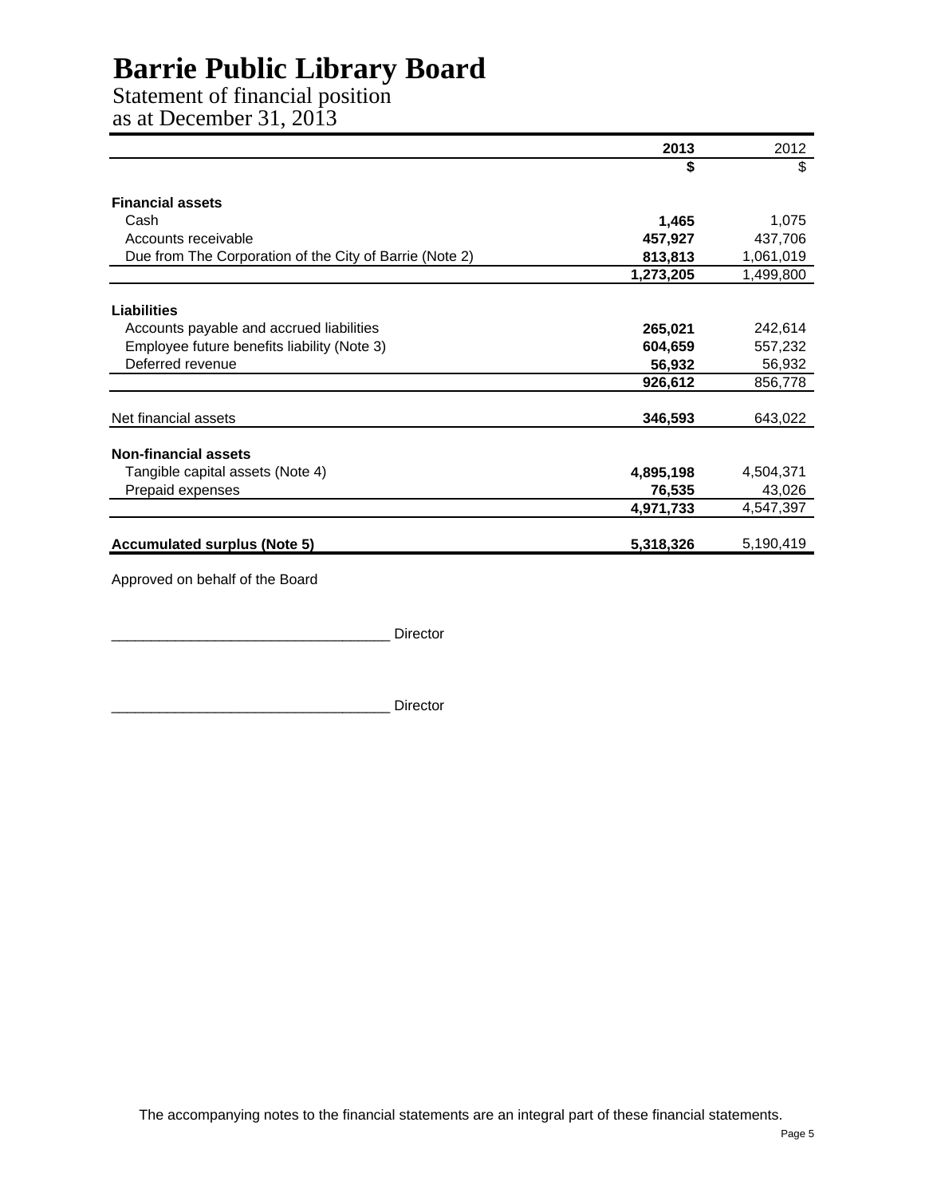# Barrie Public Library Board

Statement of financial position
as at December 31, 2013

| | **2013** | 2012 |
|---|---|---|
| | **$** | $ |
| **Financial assets** | | |
| Cash | **1,465** | 1,075 |
| Accounts receivable | **457,927** | 437,706 |
| Due from The Corporation of the City of Barrie (Note 2) | **813,813** | 1,061,019 |
| | **1,273,205** | 1,499,800 |
| **Liabilities** | | |
| Accounts payable and accrued liabilities | **265,021** | 242,614 |
| Employee future benefits liability (Note 3) | **604,659** | 557,232 |
| Deferred revenue | **56,932** | 56,932 |
| | **926,612** | 856,778 |
| Net financial assets | **346,593** | 643,022 |
| **Non-financial assets** | | |
| Tangible capital assets (Note 4) | **4,895,198** | 4,504,371 |
| Prepaid expenses | **76,535** | 43,026 |
| | **4,971,733** | 4,547,397 |
| **Accumulated surplus (Note 5)** | **5,318,326** | 5,190,419 |

Approved on behalf of the Board

___________________________________ Director

___________________________________ Director

The accompanying notes to the financial statements are an integral part of these financial statements.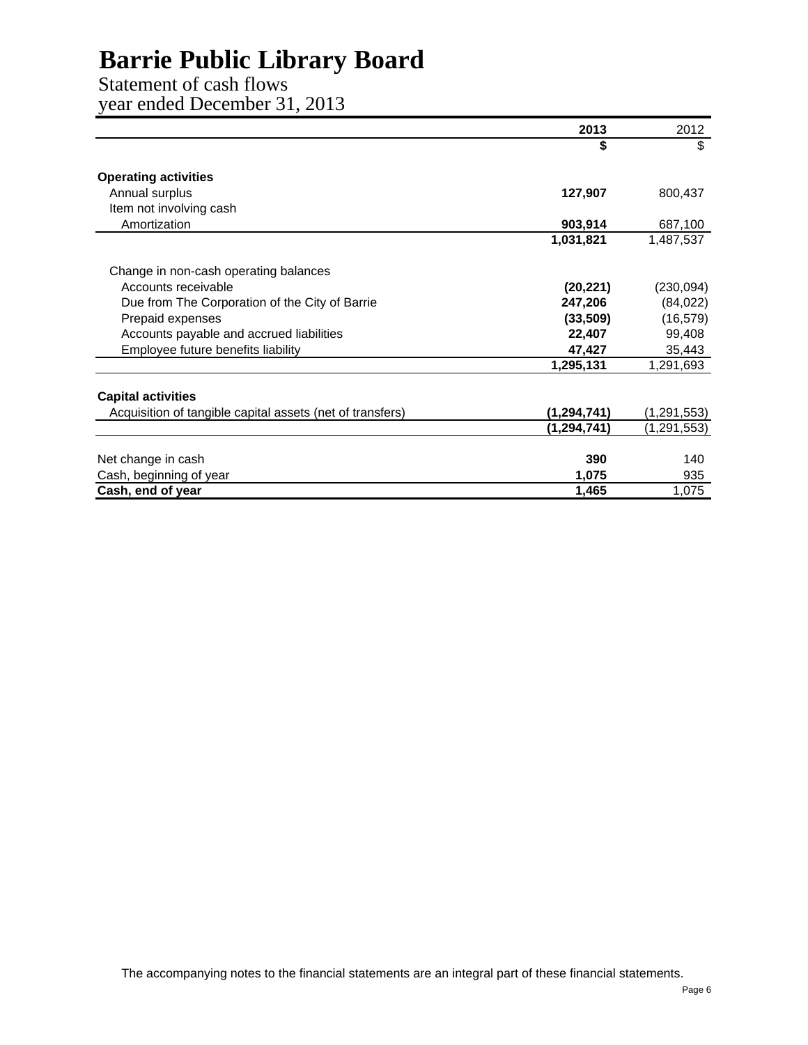# Barrie Public Library Board

## Statement of cash flows
year ended December 31, 2013

| | 2013 | 2012 |
|---|---|---|
| | **$** | $ |
| **Operating activities** | | |
| Annual surplus | **127,907** | 800,437 |
| Item not involving cash | | |
| Amortization | **903,914** | 687,100 |
| | **1,031,821** | 1,487,537 |
| Change in non-cash operating balances | | |
| Accounts receivable | **(20,221)** | (230,094) |
| Due from The Corporation of the City of Barrie | **247,206** | (84,022) |
| Prepaid expenses | **(33,509)** | (16,579) |
| Accounts payable and accrued liabilities | **22,407** | 99,408 |
| Employee future benefits liability | **47,427** | 35,443 |
| | **1,295,131** | 1,291,693 |
| **Capital activities** | | |
| Acquisition of tangible capital assets (net of transfers) | **(1,294,741)** | (1,291,553) |
| | **(1,294,741)** | (1,291,553) |
| Net change in cash | **390** | 140 |
| Cash, beginning of year | **1,075** | 935 |
| **Cash, end of year** | **1,465** | 1,075 |

The accompanying notes to the financial statements are an integral part of these financial statements.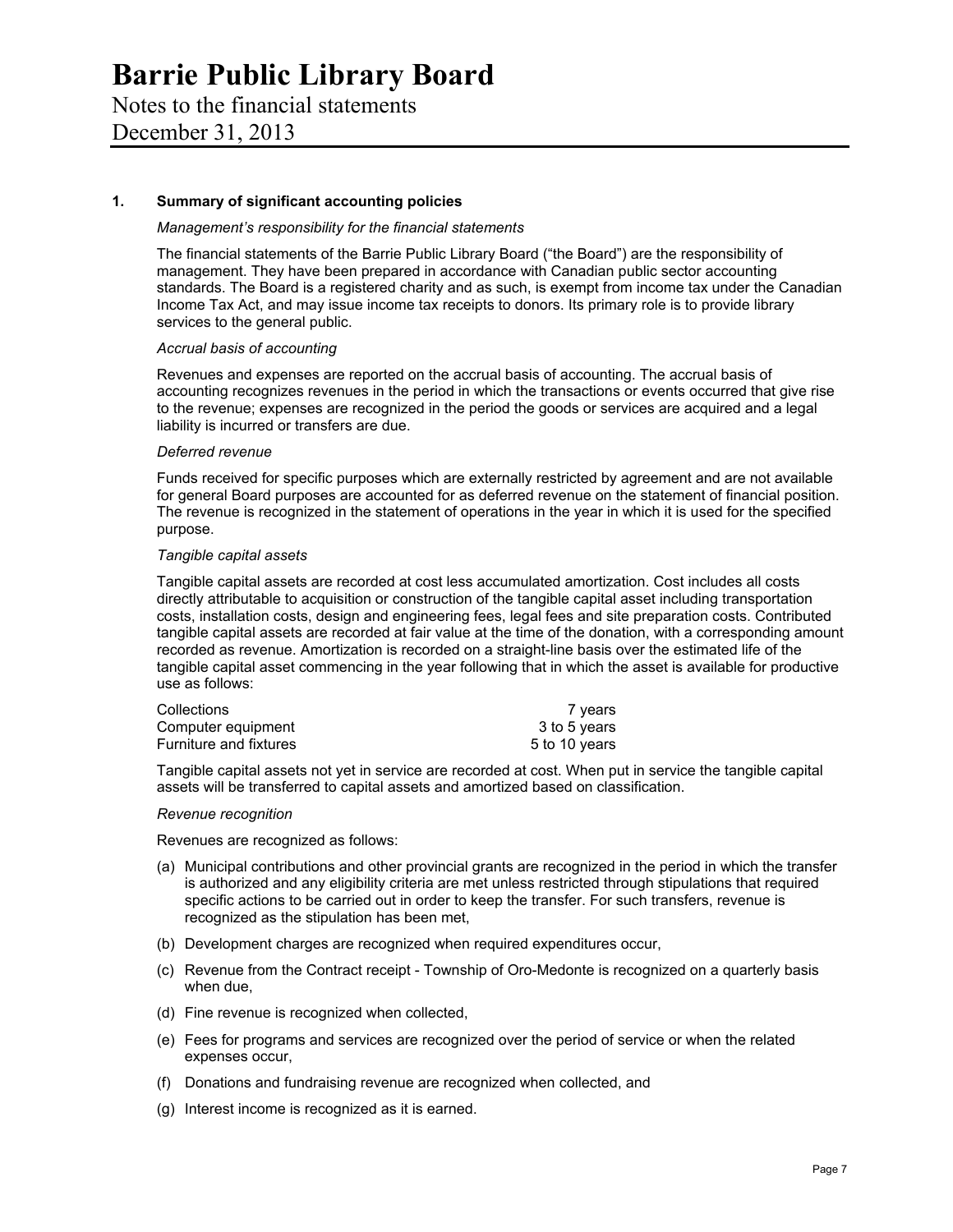# Barrie Public Library Board

Notes to the financial statements

December 31, 2013

## 1. Summary of significant accounting policies

*Management's responsibility for the financial statements*

The financial statements of the Barrie Public Library Board ("the Board") are the responsibility of management. They have been prepared in accordance with Canadian public sector accounting standards. The Board is a registered charity and as such, is exempt from income tax under the Canadian Income Tax Act, and may issue income tax receipts to donors. Its primary role is to provide library services to the general public.

*Accrual basis of accounting*

Revenues and expenses are reported on the accrual basis of accounting. The accrual basis of accounting recognizes revenues in the period in which the transactions or events occurred that give rise to the revenue; expenses are recognized in the period the goods or services are acquired and a legal liability is incurred or transfers are due.

*Deferred revenue*

Funds received for specific purposes which are externally restricted by agreement and are not available for general Board purposes are accounted for as deferred revenue on the statement of financial position. The revenue is recognized in the statement of operations in the year in which it is used for the specified purpose.

*Tangible capital assets*

Tangible capital assets are recorded at cost less accumulated amortization. Cost includes all costs directly attributable to acquisition or construction of the tangible capital asset including transportation costs, installation costs, design and engineering fees, legal fees and site preparation costs. Contributed tangible capital assets are recorded at fair value at the time of the donation, with a corresponding amount recorded as revenue. Amortization is recorded on a straight-line basis over the estimated life of the tangible capital asset commencing in the year following that in which the asset is available for productive use as follows:

| | |
|---|---|
| Collections | 7 years |
| Computer equipment | 3 to 5 years |
| Furniture and fixtures | 5 to 10 years |

Tangible capital assets not yet in service are recorded at cost. When put in service the tangible capital assets will be transferred to capital assets and amortized based on classification.

*Revenue recognition*

Revenues are recognized as follows:

(a) Municipal contributions and other provincial grants are recognized in the period in which the transfer is authorized and any eligibility criteria are met unless restricted through stipulations that required specific actions to be carried out in order to keep the transfer. For such transfers, revenue is recognized as the stipulation has been met,

(b) Development charges are recognized when required expenditures occur,

(c) Revenue from the Contract receipt - Township of Oro-Medonte is recognized on a quarterly basis when due,

(d) Fine revenue is recognized when collected,

(e) Fees for programs and services are recognized over the period of service or when the related expenses occur,

(f) Donations and fundraising revenue are recognized when collected, and

(g) Interest income is recognized as it is earned.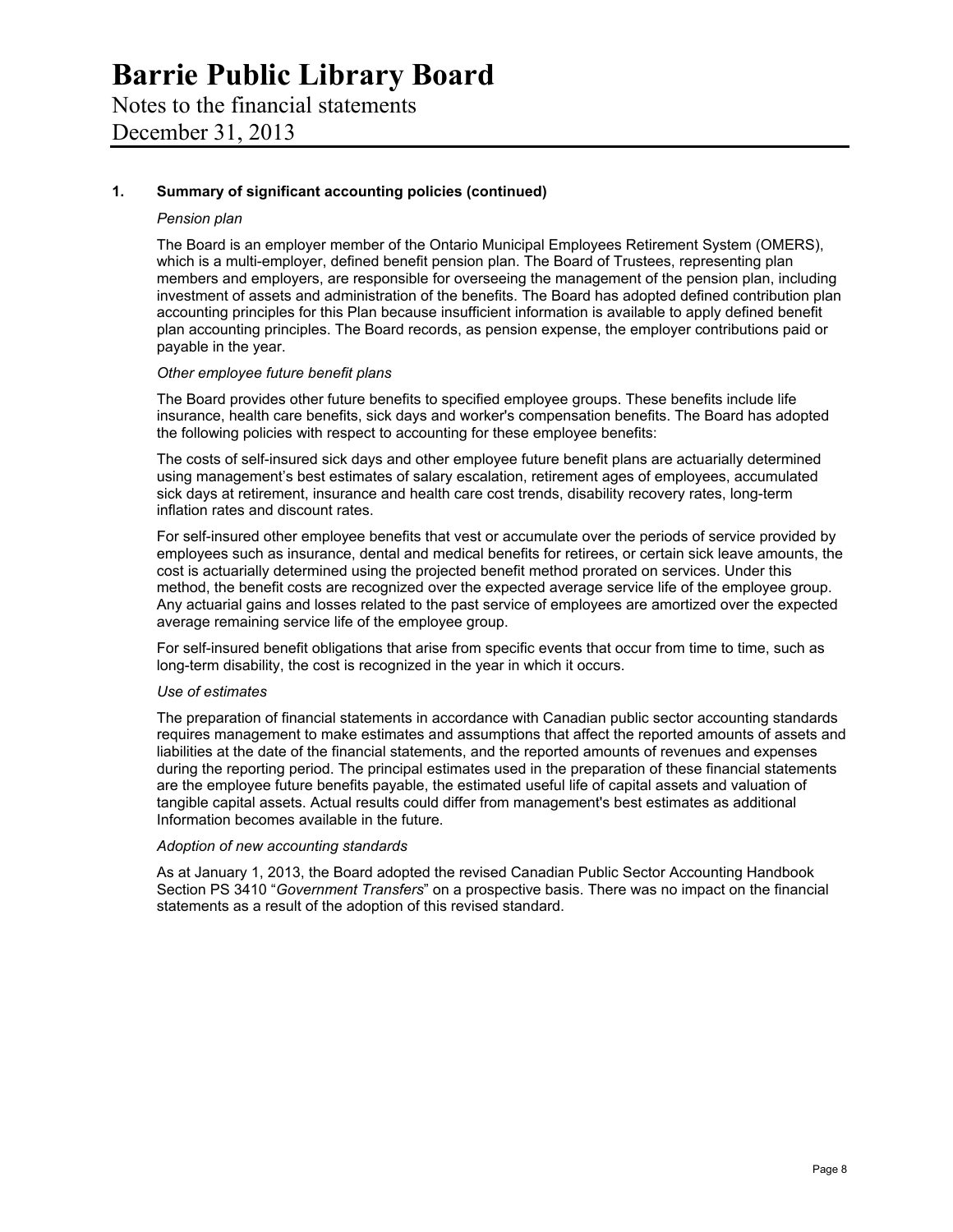# Barrie Public Library Board

Notes to the financial statements

December 31, 2013

## 1. Summary of significant accounting policies (continued)

*Pension plan*

The Board is an employer member of the Ontario Municipal Employees Retirement System (OMERS), which is a multi-employer, defined benefit pension plan. The Board of Trustees, representing plan members and employers, are responsible for overseeing the management of the pension plan, including investment of assets and administration of the benefits. The Board has adopted defined contribution plan accounting principles for this Plan because insufficient information is available to apply defined benefit plan accounting principles. The Board records, as pension expense, the employer contributions paid or payable in the year.

*Other employee future benefit plans*

The Board provides other future benefits to specified employee groups. These benefits include life insurance, health care benefits, sick days and worker's compensation benefits. The Board has adopted the following policies with respect to accounting for these employee benefits:

The costs of self-insured sick days and other employee future benefit plans are actuarially determined using management's best estimates of salary escalation, retirement ages of employees, accumulated sick days at retirement, insurance and health care cost trends, disability recovery rates, long-term inflation rates and discount rates.

For self-insured other employee benefits that vest or accumulate over the periods of service provided by employees such as insurance, dental and medical benefits for retirees, or certain sick leave amounts, the cost is actuarially determined using the projected benefit method prorated on services. Under this method, the benefit costs are recognized over the expected average service life of the employee group. Any actuarial gains and losses related to the past service of employees are amortized over the expected average remaining service life of the employee group.

For self-insured benefit obligations that arise from specific events that occur from time to time, such as long-term disability, the cost is recognized in the year in which it occurs.

*Use of estimates*

The preparation of financial statements in accordance with Canadian public sector accounting standards requires management to make estimates and assumptions that affect the reported amounts of assets and liabilities at the date of the financial statements, and the reported amounts of revenues and expenses during the reporting period. The principal estimates used in the preparation of these financial statements are the employee future benefits payable, the estimated useful life of capital assets and valuation of tangible capital assets. Actual results could differ from management's best estimates as additional Information becomes available in the future.

*Adoption of new accounting standards*

As at January 1, 2013, the Board adopted the revised Canadian Public Sector Accounting Handbook Section PS 3410 "*Government Transfers*" on a prospective basis. There was no impact on the financial statements as a result of the adoption of this revised standard.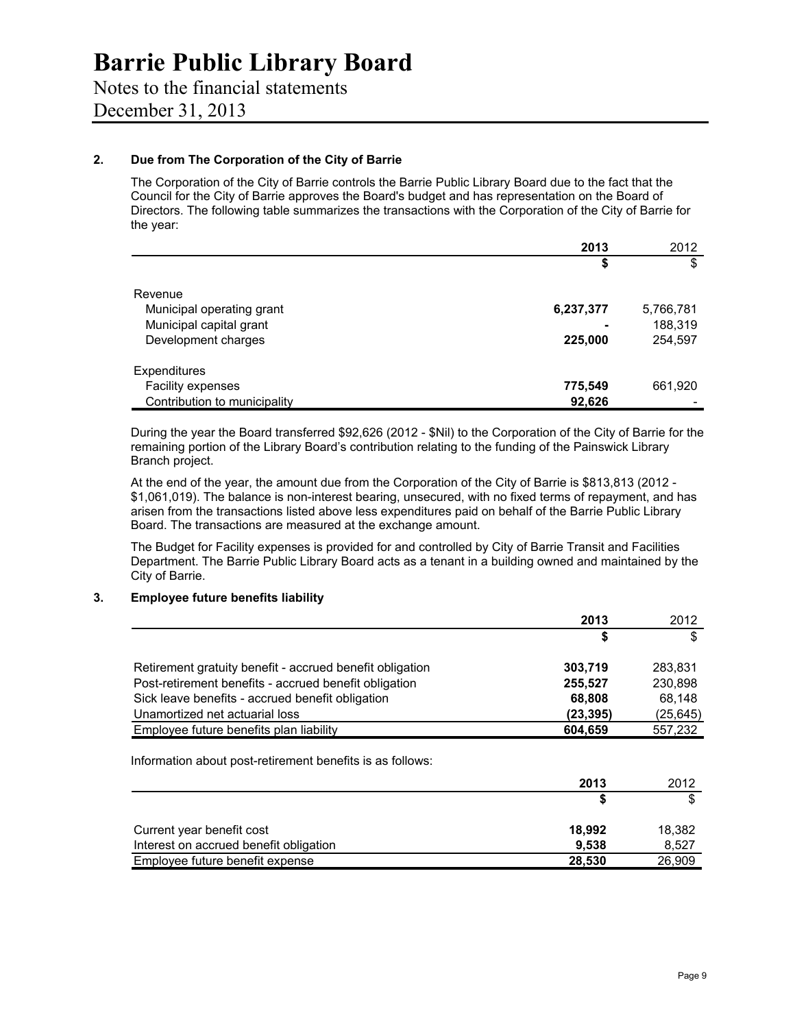# Barrie Public Library Board

Notes to the financial statements

December 31, 2013

## 2. Due from The Corporation of the City of Barrie

The Corporation of the City of Barrie controls the Barrie Public Library Board due to the fact that the Council for the City of Barrie approves the Board's budget and has representation on the Board of Directors. The following table summarizes the transactions with the Corporation of the City of Barrie for the year:

| | **2013** | 2012 |
|---|---|---|
| | **$** | $ |
| Revenue | | |
| Municipal operating grant | **6,237,377** | 5,766,781 |
| Municipal capital grant | **-** | 188,319 |
| Development charges | **225,000** | 254,597 |
| Expenditures | | |
| Facility expenses | **775,549** | 661,920 |
| Contribution to municipality | **92,626** | - |

During the year the Board transferred $92,626 (2012 - $Nil) to the Corporation of the City of Barrie for the remaining portion of the Library Board's contribution relating to the funding of the Painswick Library Branch project.

At the end of the year, the amount due from the Corporation of the City of Barrie is $813,813 (2012 - $1,061,019). The balance is non-interest bearing, unsecured, with no fixed terms of repayment, and has arisen from the transactions listed above less expenditures paid on behalf of the Barrie Public Library Board. The transactions are measured at the exchange amount.

The Budget for Facility expenses is provided for and controlled by City of Barrie Transit and Facilities Department. The Barrie Public Library Board acts as a tenant in a building owned and maintained by the City of Barrie.

## 3. Employee future benefits liability

| | **2013** | 2012 |
|---|---|---|
| | **$** | $ |
| Retirement gratuity benefit - accrued benefit obligation | **303,719** | 283,831 |
| Post-retirement benefits - accrued benefit obligation | **255,527** | 230,898 |
| Sick leave benefits - accrued benefit obligation | **68,808** | 68,148 |
| Unamortized net actuarial loss | **(23,395)** | (25,645) |
| Employee future benefits plan liability | **604,659** | 557,232 |

Information about post-retirement benefits is as follows:

| | **2013** | 2012 |
|---|---|---|
| | **$** | $ |
| Current year benefit cost | **18,992** | 18,382 |
| Interest on accrued benefit obligation | **9,538** | 8,527 |
| Employee future benefit expense | **28,530** | 26,909 |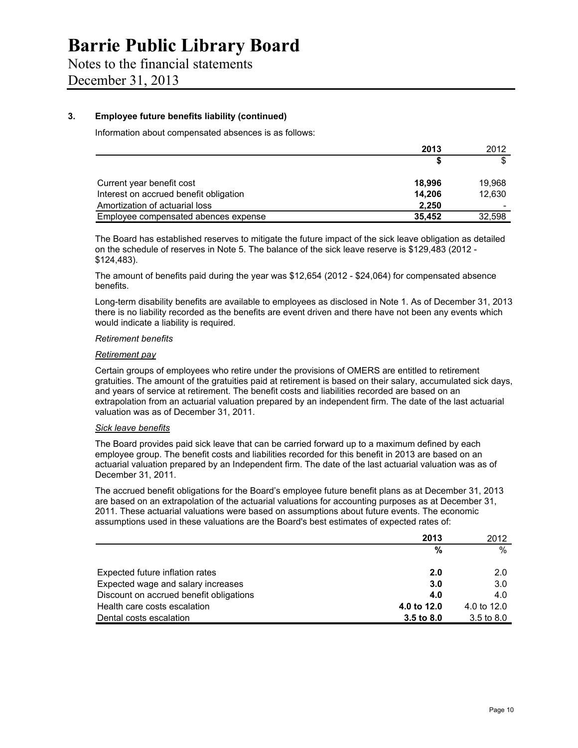# Barrie Public Library Board

Notes to the financial statements

December 31, 2013

### 3. Employee future benefits liability (continued)

Information about compensated absences is as follows:

| | 2013 | 2012 |
|---|---|---|
| | $ | $ |
| Current year benefit cost | 18,996 | 19,968 |
| Interest on accrued benefit obligation | 14,206 | 12,630 |
| Amortization of actuarial loss | 2,250 | - |
| Employee compensated abences expense | 35,452 | 32,598 |

The Board has established reserves to mitigate the future impact of the sick leave obligation as detailed on the schedule of reserves in Note 5. The balance of the sick leave reserve is $129,483 (2012 - $124,483).

The amount of benefits paid during the year was $12,654 (2012 - $24,064) for compensated absence benefits.

Long-term disability benefits are available to employees as disclosed in Note 1. As of December 31, 2013 there is no liability recorded as the benefits are event driven and there have not been any events which would indicate a liability is required.

*Retirement benefits*

*Retirement pay*

Certain groups of employees who retire under the provisions of OMERS are entitled to retirement gratuities. The amount of the gratuities paid at retirement is based on their salary, accumulated sick days, and years of service at retirement. The benefit costs and liabilities recorded are based on an extrapolation from an actuarial valuation prepared by an independent firm. The date of the last actuarial valuation was as of December 31, 2011.

*Sick leave benefits*

The Board provides paid sick leave that can be carried forward up to a maximum defined by each employee group. The benefit costs and liabilities recorded for this benefit in 2013 are based on an actuarial valuation prepared by an Independent firm. The date of the last actuarial valuation was as of December 31, 2011.

The accrued benefit obligations for the Board's employee future benefit plans as at December 31, 2013 are based on an extrapolation of the actuarial valuations for accounting purposes as at December 31, 2011. These actuarial valuations were based on assumptions about future events. The economic assumptions used in these valuations are the Board's best estimates of expected rates of:

| | 2013 | 2012 |
|---|---|---|
| | % | % |
| Expected future inflation rates | 2.0 | 2.0 |
| Expected wage and salary increases | 3.0 | 3.0 |
| Discount on accrued benefit obligations | 4.0 | 4.0 |
| Health care costs escalation | 4.0 to 12.0 | 4.0 to 12.0 |
| Dental costs escalation | 3.5 to 8.0 | 3.5 to 8.0 |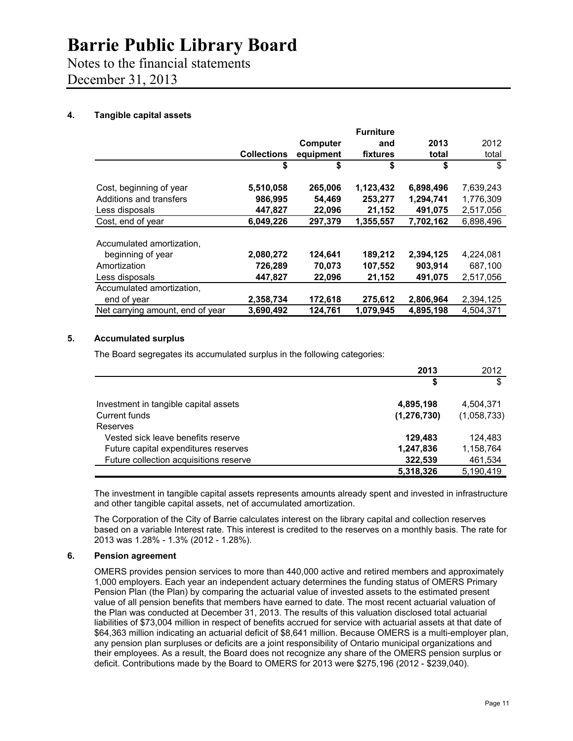# Barrie Public Library Board

Notes to the financial statements

December 31, 2013

### 4. Tangible capital assets

| | Collections | Computer equipment | Furniture and fixtures | 2013 total | 2012 total |
|---|---|---|---|---|---|
| | $ | $ | $ | $ | $ |
| Cost, beginning of year | 5,510,058 | 265,006 | 1,123,432 | 6,898,496 | 7,639,243 |
| Additions and transfers | 986,995 | 54,469 | 253,277 | 1,294,741 | 1,776,309 |
| Less disposals | 447,827 | 22,096 | 21,152 | 491,075 | 2,517,056 |
| Cost, end of year | 6,049,226 | 297,379 | 1,355,557 | 7,702,162 | 6,898,496 |
| Accumulated amortization, beginning of year | 2,080,272 | 124,641 | 189,212 | 2,394,125 | 4,224,081 |
| Amortization | 726,289 | 70,073 | 107,552 | 903,914 | 687,100 |
| Less disposals | 447,827 | 22,096 | 21,152 | 491,075 | 2,517,056 |
| Accumulated amortization, end of year | 2,358,734 | 172,618 | 275,612 | 2,806,964 | 2,394,125 |
| Net carrying amount, end of year | 3,690,492 | 124,761 | 1,079,945 | 4,895,198 | 4,504,371 |

### 5. Accumulated surplus

The Board segregates its accumulated surplus in the following categories:

| | 2013 | 2012 |
|---|---|---|
| | $ | $ |
| Investment in tangible capital assets | 4,895,198 | 4,504,371 |
| Current funds | (1,276,730) | (1,058,733) |
| Reserves | | |
| Vested sick leave benefits reserve | 129,483 | 124,483 |
| Future capital expenditures reserves | 1,247,836 | 1,158,764 |
| Future collection acquisitions reserve | 322,539 | 461,534 |
| | 5,318,326 | 5,190,419 |

The investment in tangible capital assets represents amounts already spent and invested in infrastructure and other tangible capital assets, net of accumulated amortization.

The Corporation of the City of Barrie calculates interest on the library capital and collection reserves based on a variable Interest rate. This interest is credited to the reserves on a monthly basis. The rate for 2013 was 1.28% - 1.3% (2012 - 1.28%).

### 6. Pension agreement

OMERS provides pension services to more than 440,000 active and retired members and approximately 1,000 employers. Each year an independent actuary determines the funding status of OMERS Primary Pension Plan (the Plan) by comparing the actuarial value of invested assets to the estimated present value of all pension benefits that members have earned to date. The most recent actuarial valuation of the Plan was conducted at December 31, 2013. The results of this valuation disclosed total actuarial liabilities of $73,004 million in respect of benefits accrued for service with actuarial assets at that date of $64,363 million indicating an actuarial deficit of $8,641 million. Because OMERS is a multi-employer plan, any pension plan surpluses or deficits are a joint responsibility of Ontario municipal organizations and their employees. As a result, the Board does not recognize any share of the OMERS pension surplus or deficit. Contributions made by the Board to OMERS for 2013 were $275,196 (2012 - $239,040).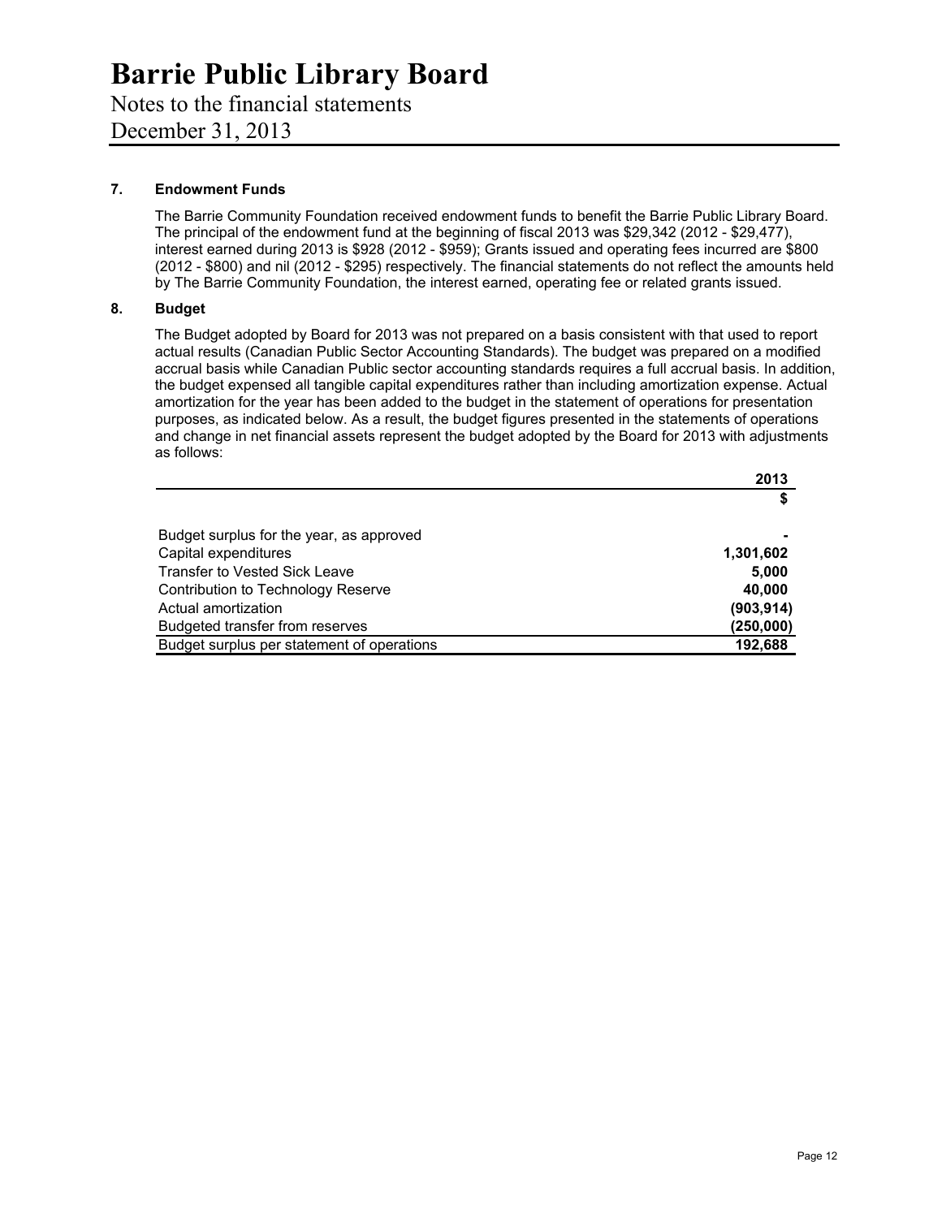# Barrie Public Library Board

Notes to the financial statements

December 31, 2013

## 7. Endowment Funds

The Barrie Community Foundation received endowment funds to benefit the Barrie Public Library Board. The principal of the endowment fund at the beginning of fiscal 2013 was $29,342 (2012 - $29,477), interest earned during 2013 is $928 (2012 - $959); Grants issued and operating fees incurred are $800 (2012 - $800) and nil (2012 - $295) respectively. The financial statements do not reflect the amounts held by The Barrie Community Foundation, the interest earned, operating fee or related grants issued.

## 8. Budget

The Budget adopted by Board for 2013 was not prepared on a basis consistent with that used to report actual results (Canadian Public Sector Accounting Standards). The budget was prepared on a modified accrual basis while Canadian Public sector accounting standards requires a full accrual basis. In addition, the budget expensed all tangible capital expenditures rather than including amortization expense. Actual amortization for the year has been added to the budget in the statement of operations for presentation purposes, as indicated below. As a result, the budget figures presented in the statements of operations and change in net financial assets represent the budget adopted by the Board for 2013 with adjustments as follows:

| | 2013 |
|---|---|
| | $ |
| Budget surplus for the year, as approved | - |
| Capital expenditures | 1,301,602 |
| Transfer to Vested Sick Leave | 5,000 |
| Contribution to Technology Reserve | 40,000 |
| Actual amortization | (903,914) |
| Budgeted transfer from reserves | (250,000) |
| Budget surplus per statement of operations | 192,688 |